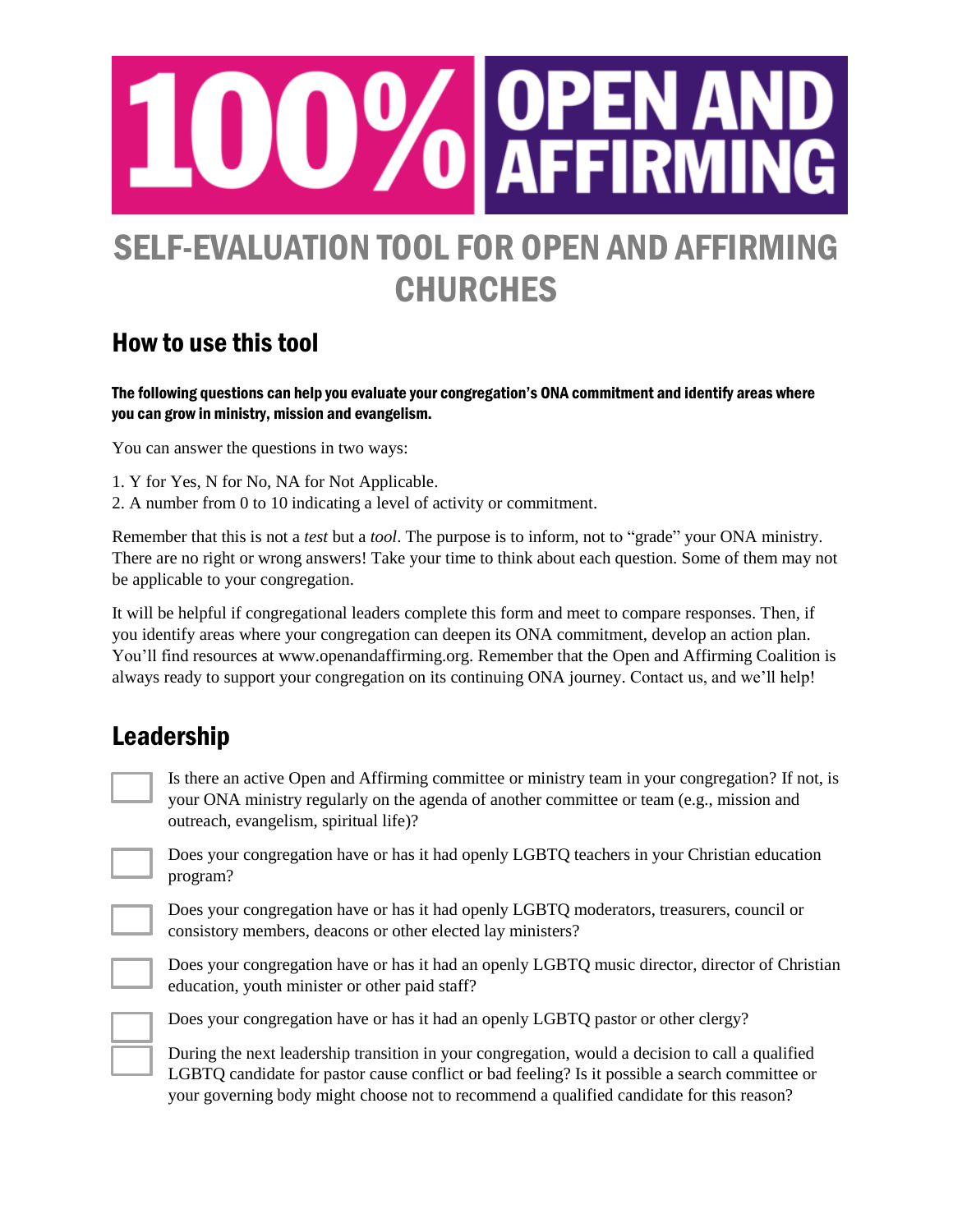# 100% OPEN AND AFFIRMING

# SELF-EVALUATION TOOL FOR OPEN AND AFFIRMING CHURCHES

## How to use this tool

**The following questions can help you evaluate your congregation's ONA commitment and identify areas where you can grow in ministry, mission and evangelism.**

You can answer the questions in two ways:

1. Y for Yes, N for No, NA for Not Applicable.
2. A number from 0 to 10 indicating a level of activity or commitment.

Remember that this is not a *test* but a *tool*. The purpose is to inform, not to "grade" your ONA ministry. There are no right or wrong answers! Take your time to think about each question. Some of them may not be applicable to your congregation.

It will be helpful if congregational leaders complete this form and meet to compare responses. Then, if you identify areas where your congregation can deepen its ONA commitment, develop an action plan. You'll find resources at www.openandaffirming.org. Remember that the Open and Affirming Coalition is always ready to support your congregation on its continuing ONA journey. Contact us, and we'll help!

## Leadership

- [ ] Is there an active Open and Affirming committee or ministry team in your congregation? If not, is your ONA ministry regularly on the agenda of another committee or team (e.g., mission and outreach, evangelism, spiritual life)?
- [ ] Does your congregation have or has it had openly LGBTQ teachers in your Christian education program?
- [ ] Does your congregation have or has it had openly LGBTQ moderators, treasurers, council or consistory members, deacons or other elected lay ministers?
- [ ] Does your congregation have or has it had an openly LGBTQ music director, director of Christian education, youth minister or other paid staff?
- [ ] Does your congregation have or has it had an openly LGBTQ pastor or other clergy?
- [ ] During the next leadership transition in your congregation, would a decision to call a qualified LGBTQ candidate for pastor cause conflict or bad feeling? Is it possible a search committee or your governing body might choose not to recommend a qualified candidate for this reason?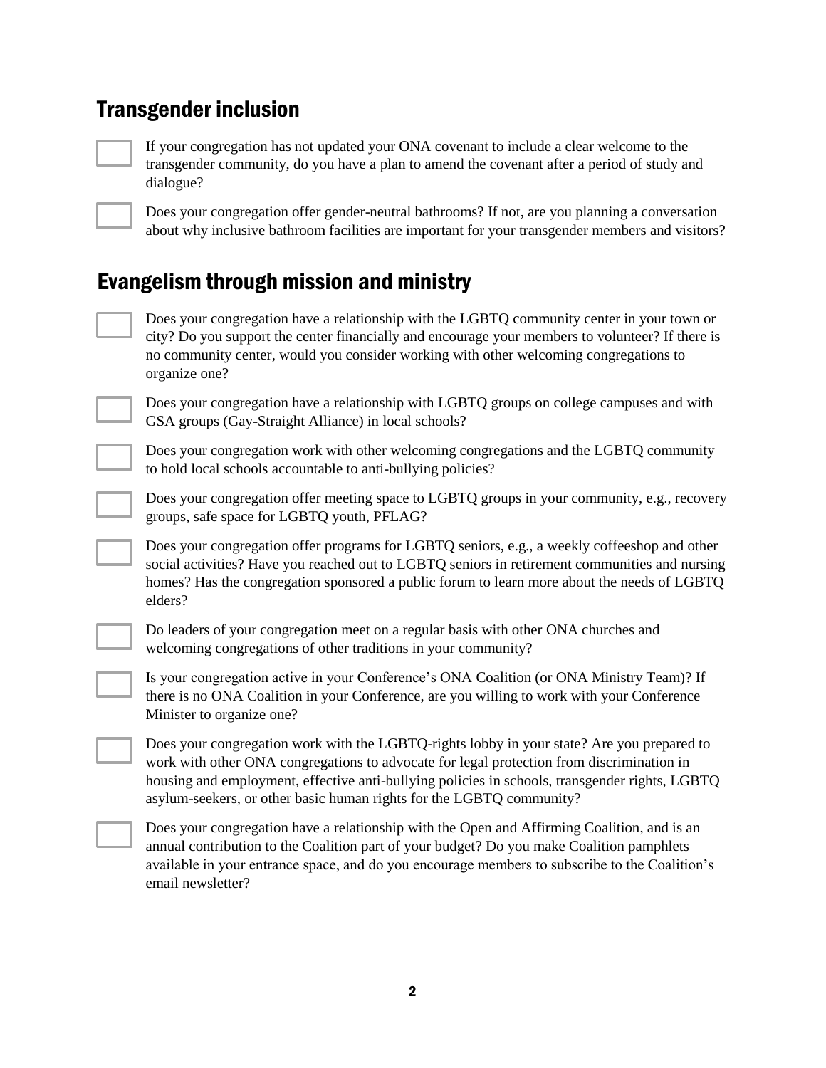## Transgender inclusion

- [ ] If your congregation has not updated your ONA covenant to include a clear welcome to the transgender community, do you have a plan to amend the covenant after a period of study and dialogue?
- [ ] Does your congregation offer gender-neutral bathrooms? If not, are you planning a conversation about why inclusive bathroom facilities are important for your transgender members and visitors?

## Evangelism through mission and ministry

- [ ] Does your congregation have a relationship with the LGBTQ community center in your town or city? Do you support the center financially and encourage your members to volunteer? If there is no community center, would you consider working with other welcoming congregations to organize one?
- [ ] Does your congregation have a relationship with LGBTQ groups on college campuses and with GSA groups (Gay-Straight Alliance) in local schools?
- [ ] Does your congregation work with other welcoming congregations and the LGBTQ community to hold local schools accountable to anti-bullying policies?
- [ ] Does your congregation offer meeting space to LGBTQ groups in your community, e.g., recovery groups, safe space for LGBTQ youth, PFLAG?
- [ ] Does your congregation offer programs for LGBTQ seniors, e.g., a weekly coffeeshop and other social activities? Have you reached out to LGBTQ seniors in retirement communities and nursing homes? Has the congregation sponsored a public forum to learn more about the needs of LGBTQ elders?
- [ ] Do leaders of your congregation meet on a regular basis with other ONA churches and welcoming congregations of other traditions in your community?
- [ ] Is your congregation active in your Conference's ONA Coalition (or ONA Ministry Team)? If there is no ONA Coalition in your Conference, are you willing to work with your Conference Minister to organize one?
- [ ] Does your congregation work with the LGBTQ-rights lobby in your state? Are you prepared to work with other ONA congregations to advocate for legal protection from discrimination in housing and employment, effective anti-bullying policies in schools, transgender rights, LGBTQ asylum-seekers, or other basic human rights for the LGBTQ community?
- [ ] Does your congregation have a relationship with the Open and Affirming Coalition, and is an annual contribution to the Coalition part of your budget? Do you make Coalition pamphlets available in your entrance space, and do you encourage members to subscribe to the Coalition's email newsletter?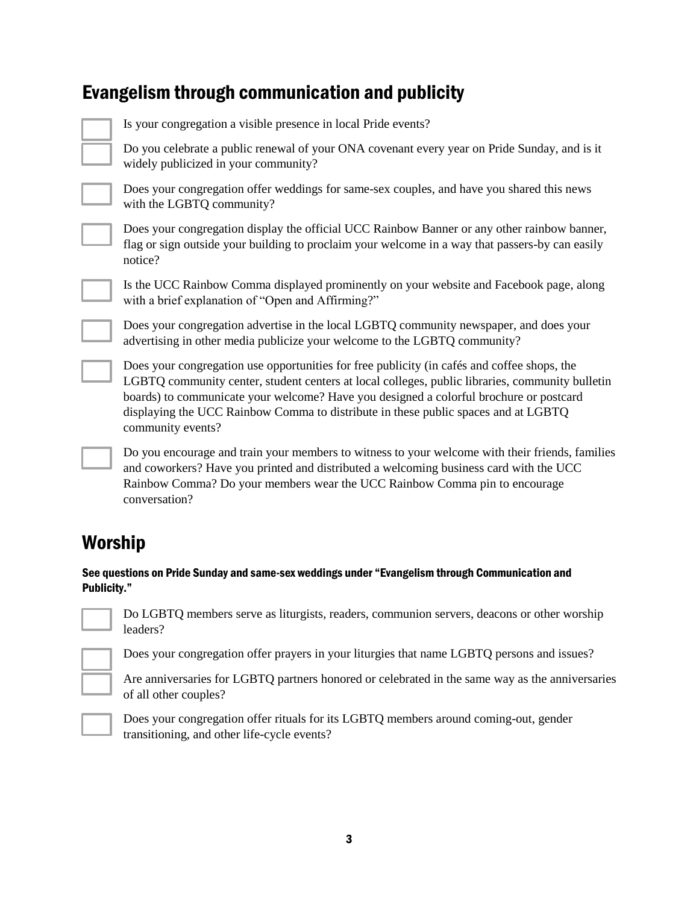## Evangelism through communication and publicity

- [ ] Is your congregation a visible presence in local Pride events?
- [ ] Do you celebrate a public renewal of your ONA covenant every year on Pride Sunday, and is it widely publicized in your community?
- [ ] Does your congregation offer weddings for same-sex couples, and have you shared this news with the LGBTQ community?
- [ ] Does your congregation display the official UCC Rainbow Banner or any other rainbow banner, flag or sign outside your building to proclaim your welcome in a way that passers-by can easily notice?
- [ ] Is the UCC Rainbow Comma displayed prominently on your website and Facebook page, along with a brief explanation of "Open and Affirming?"
- [ ] Does your congregation advertise in the local LGBTQ community newspaper, and does your advertising in other media publicize your welcome to the LGBTQ community?
- [ ] Does your congregation use opportunities for free publicity (in cafés and coffee shops, the LGBTQ community center, student centers at local colleges, public libraries, community bulletin boards) to communicate your welcome? Have you designed a colorful brochure or postcard displaying the UCC Rainbow Comma to distribute in these public spaces and at LGBTQ community events?
- [ ] Do you encourage and train your members to witness to your welcome with their friends, families and coworkers? Have you printed and distributed a welcoming business card with the UCC Rainbow Comma? Do your members wear the UCC Rainbow Comma pin to encourage conversation?

## Worship

**See questions on Pride Sunday and same-sex weddings under "Evangelism through Communication and Publicity."**

- [ ] Do LGBTQ members serve as liturgists, readers, communion servers, deacons or other worship leaders?
- [ ] Does your congregation offer prayers in your liturgies that name LGBTQ persons and issues?
- [ ] Are anniversaries for LGBTQ partners honored or celebrated in the same way as the anniversaries of all other couples?
- [ ] Does your congregation offer rituals for its LGBTQ members around coming-out, gender transitioning, and other life-cycle events?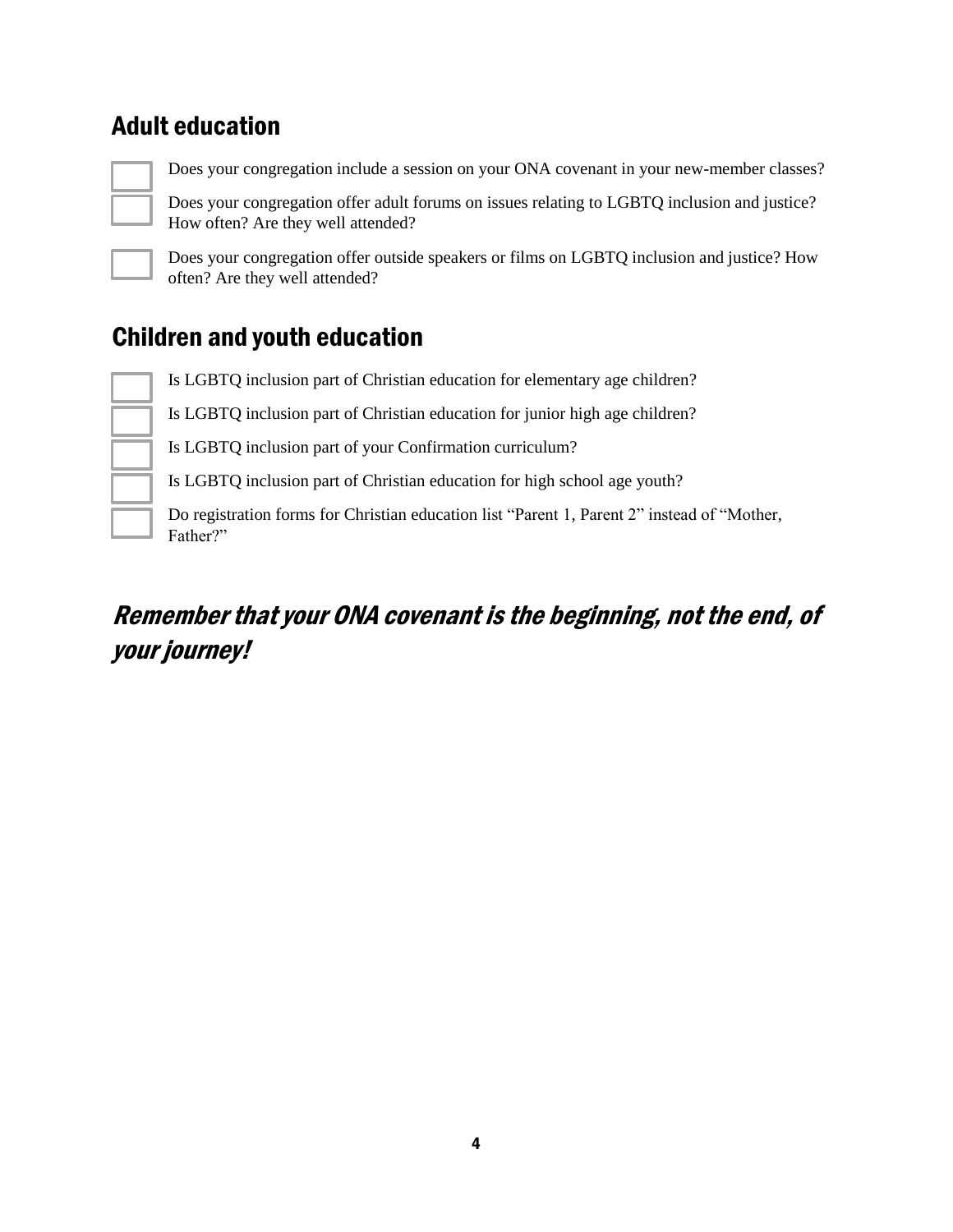## Adult education

- [ ] Does your congregation include a session on your ONA covenant in your new-member classes?
- [ ] Does your congregation offer adult forums on issues relating to LGBTQ inclusion and justice? How often? Are they well attended?
- [ ] Does your congregation offer outside speakers or films on LGBTQ inclusion and justice? How often? Are they well attended?

## Children and youth education

- [ ] Is LGBTQ inclusion part of Christian education for elementary age children?
- [ ] Is LGBTQ inclusion part of Christian education for junior high age children?
- [ ] Is LGBTQ inclusion part of your Confirmation curriculum?
- [ ] Is LGBTQ inclusion part of Christian education for high school age youth?
- [ ] Do registration forms for Christian education list "Parent 1, Parent 2" instead of "Mother, Father?"

## *Remember that your ONA covenant is the beginning, not the end, of your journey!*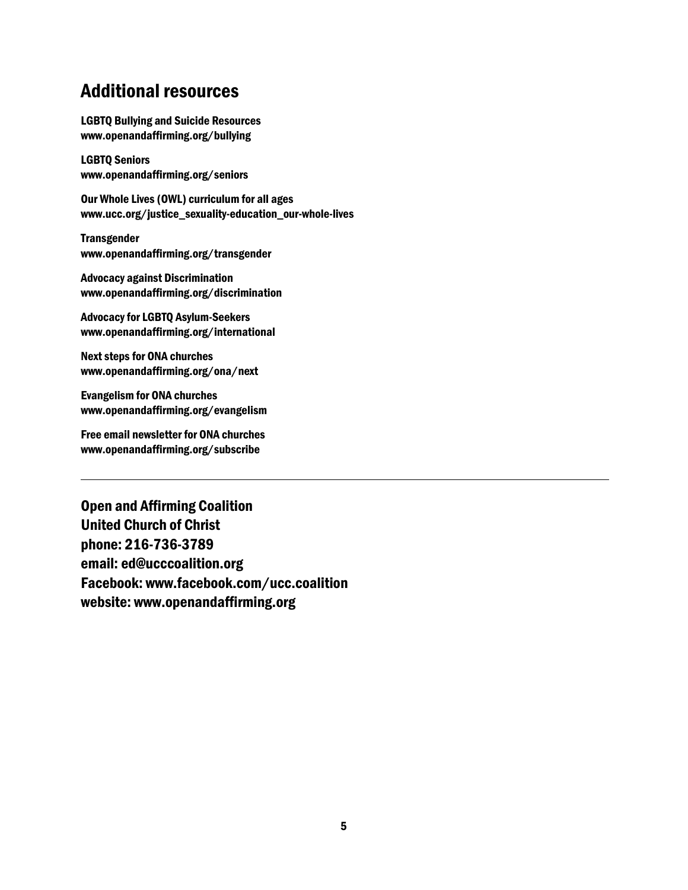## Additional resources

**LGBTQ Bullying and Suicide Resources**
**www.openandaffirming.org/bullying**

**LGBTQ Seniors**
**www.openandaffirming.org/seniors**

**Our Whole Lives (OWL) curriculum for all ages**
**www.ucc.org/justice_sexuality-education_our-whole-lives**

**Transgender**
**www.openandaffirming.org/transgender**

**Advocacy against Discrimination**
**www.openandaffirming.org/discrimination**

**Advocacy for LGBTQ Asylum-Seekers**
**www.openandaffirming.org/international**

**Next steps for ONA churches**
**www.openandaffirming.org/ona/next**

**Evangelism for ONA churches**
**www.openandaffirming.org/evangelism**

**Free email newsletter for ONA churches**
**www.openandaffirming.org/subscribe**

---

**Open and Affirming Coalition**
**United Church of Christ**
**phone: 216-736-3789**
**email: ed@ucccoalition.org**
**Facebook: www.facebook.com/ucc.coalition**
**website: www.openandaffirming.org**